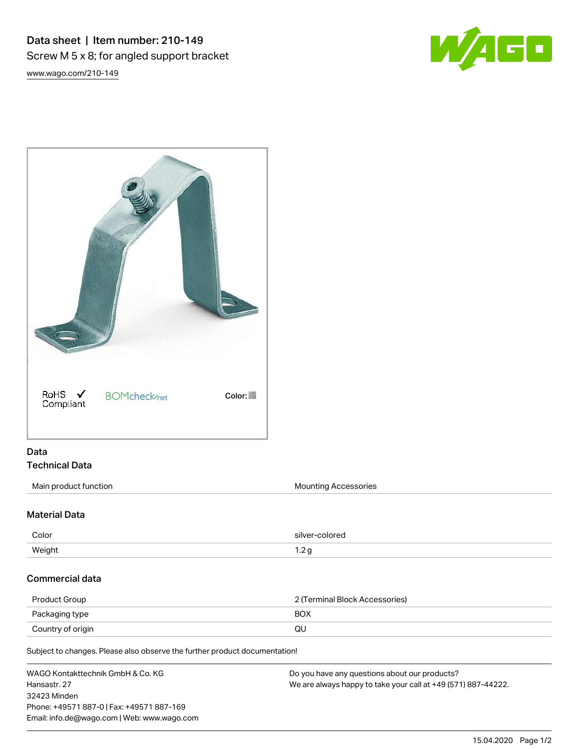# Data sheet | Item number: 210-149

Screw M 5 x 8; for angled support bracket

www.wago.com/210-149

RoHS Compliant

BOMcheck.net

Color:

## Data

### Technical Data

| | |
|---|---|
| Main product function | Mounting Accessories |

### Material Data

| | |
|---|---|
| Color | silver-colored |
| Weight | 1.2 g |

### Commercial data

| | |
|---|---|
| Product Group | 2 (Terminal Block Accessories) |
| Packaging type | BOX |
| Country of origin | QU |

Subject to changes. Please also observe the further product documentation!

WAGO Kontakttechnik GmbH & Co. KG
Hansastr. 27
32423 Minden
Phone: +49571 887-0 | Fax: +49571 887-169
Email: info.de@wago.com | Web: www.wago.com

Do you have any questions about our products?
We are always happy to take your call at +49 (571) 887-44222.

15.04.2020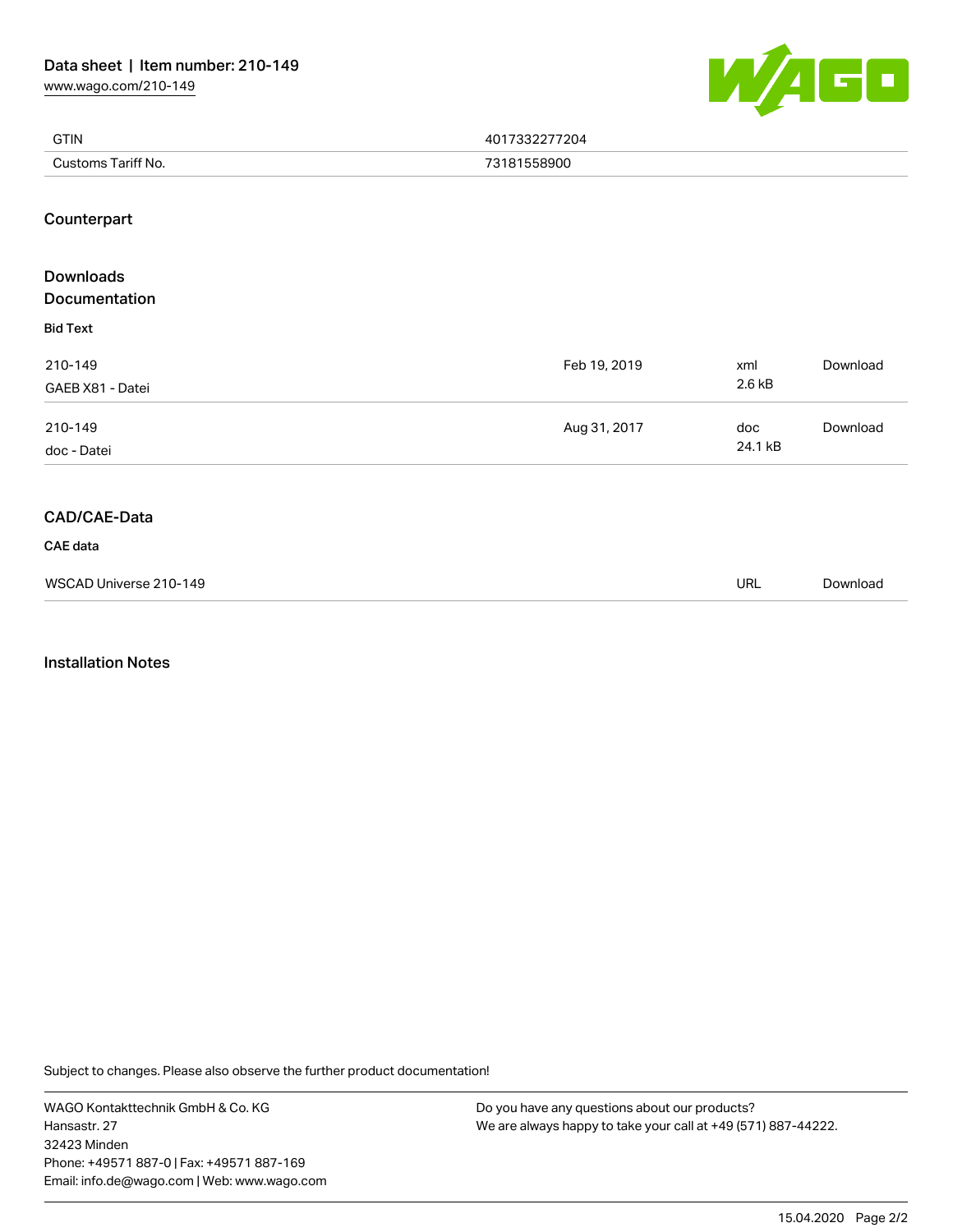| | |
|---|---|
| GTIN | 4017332277204 |
| Customs Tariff No. | 73181558900 |

## Counterpart

## Downloads

## Documentation

**Bid Text**

| | | | |
|---|---|---|---|
| 210-149<br>GAEB X81 - Datei | Feb 19, 2019 | xml<br>2.6 kB | Download |
| 210-149<br>doc - Datei | Aug 31, 2017 | doc<br>24.1 kB | Download |

## CAD/CAE-Data

**CAE data**

| | | |
|---|---|---|
| WSCAD Universe 210-149 | URL | Download |

## Installation Notes

Subject to changes. Please also observe the further product documentation!

WAGO Kontakttechnik GmbH & Co. KG
Hansastr. 27
32423 Minden
Phone: +49571 887-0 | Fax: +49571 887-169
Email: info.de@wago.com | Web: www.wago.com

Do you have any questions about our products?
We are always happy to take your call at +49 (571) 887-44222.